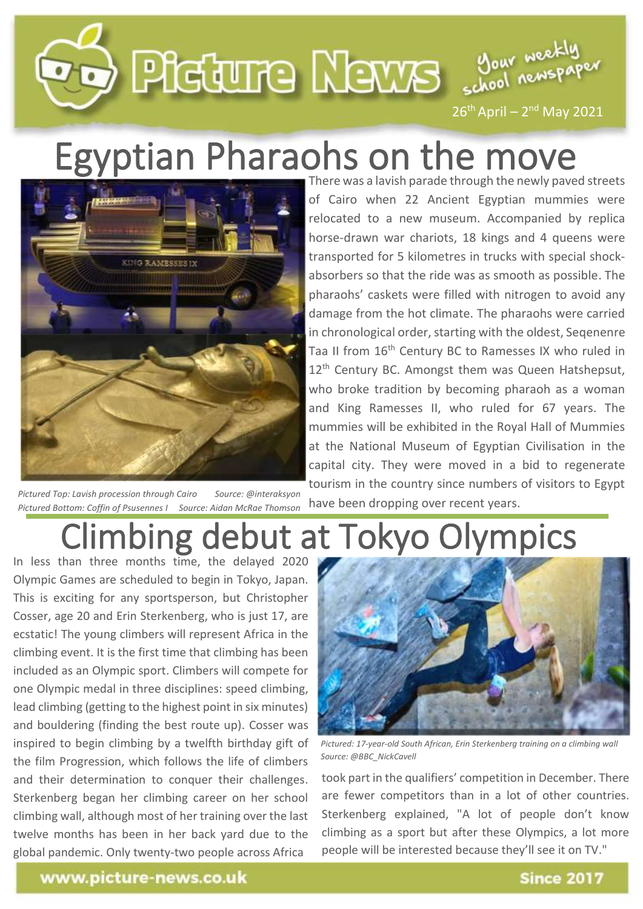# Picture News

Your weekly school newspaper

26th April – 2nd May 2021

## Egyptian Pharaohs on the move

*Pictured Top: Lavish procession through Cairo Source: @interaksyon*
*Pictured Bottom: Coffin of Psusennes I Source: Aidan McRae Thomson*

There was a lavish parade through the newly paved streets of Cairo when 22 Ancient Egyptian mummies were relocated to a new museum. Accompanied by replica horse-drawn war chariots, 18 kings and 4 queens were transported for 5 kilometres in trucks with special shock-absorbers so that the ride was as smooth as possible. The pharaohs' caskets were filled with nitrogen to avoid any damage from the hot climate. The pharaohs were carried in chronological order, starting with the oldest, Seqenenre Taa II from 16th Century BC to Ramesses IX who ruled in 12th Century BC. Amongst them was Queen Hatshepsut, who broke tradition by becoming pharaoh as a woman and King Ramesses II, who ruled for 67 years. The mummies will be exhibited in the Royal Hall of Mummies at the National Museum of Egyptian Civilisation in the capital city. They were moved in a bid to regenerate tourism in the country since numbers of visitors to Egypt have been dropping over recent years.

## Climbing debut at Tokyo Olympics

In less than three months time, the delayed 2020 Olympic Games are scheduled to begin in Tokyo, Japan. This is exciting for any sportsperson, but Christopher Cosser, age 20 and Erin Sterkenberg, who is just 17, are ecstatic! The young climbers will represent Africa in the climbing event. It is the first time that climbing has been included as an Olympic sport. Climbers will compete for one Olympic medal in three disciplines: speed climbing, lead climbing (getting to the highest point in six minutes) and bouldering (finding the best route up). Cosser was inspired to begin climbing by a twelfth birthday gift of the film Progression, which follows the life of climbers and their determination to conquer their challenges. Sterkenberg began her climbing career on her school climbing wall, although most of her training over the last twelve months has been in her back yard due to the global pandemic. Only twenty-two people across Africa took part in the qualifiers' competition in December. There are fewer competitors than in a lot of other countries. Sterkenberg explained, "A lot of people don't know climbing as a sport but after these Olympics, a lot more people will be interested because they'll see it on TV."

*Pictured: 17-year-old South African, Erin Sterkenberg training on a climbing wall Source: @BBC_NickCavell*

www.picture-news.co.uk

Since 2017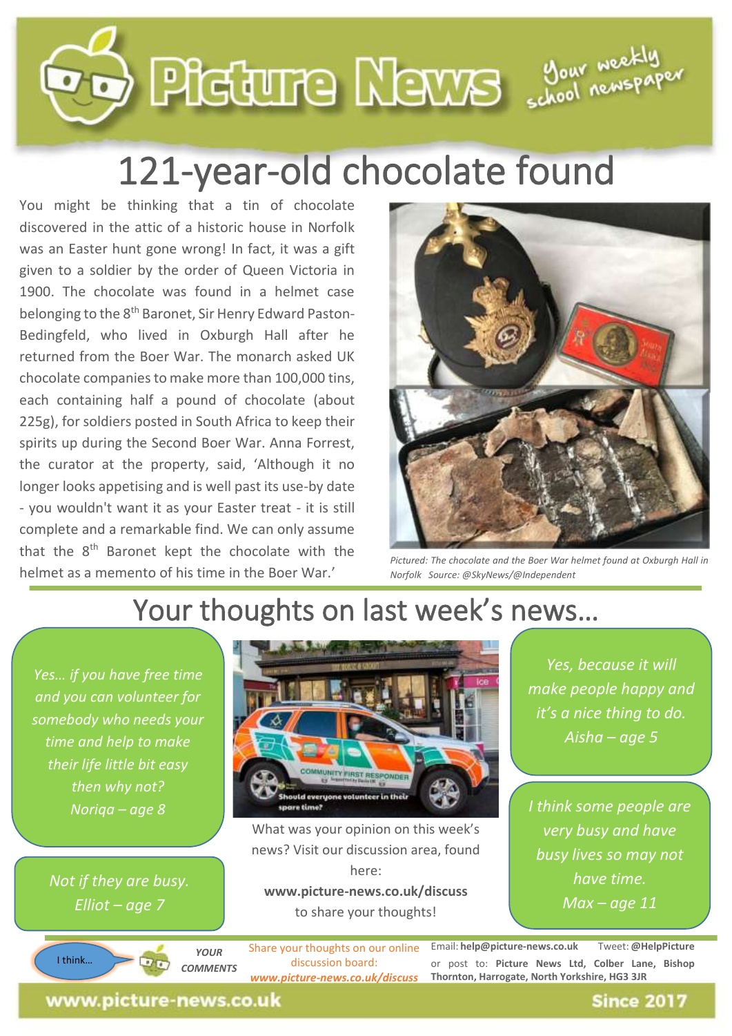# 121-year-old chocolate found

You might be thinking that a tin of chocolate discovered in the attic of a historic house in Norfolk was an Easter hunt gone wrong! In fact, it was a gift given to a soldier by the order of Queen Victoria in 1900. The chocolate was found in a helmet case belonging to the 8th Baronet, Sir Henry Edward Paston-Bedingfeld, who lived in Oxburgh Hall after he returned from the Boer War. The monarch asked UK chocolate companies to make more than 100,000 tins, each containing half a pound of chocolate (about 225g), for soldiers posted in South Africa to keep their spirits up during the Second Boer War. Anna Forrest, the curator at the property, said, 'Although it no longer looks appetising and is well past its use-by date - you wouldn't want it as your Easter treat - it is still complete and a remarkable find. We can only assume that the 8th Baronet kept the chocolate with the helmet as a memento of his time in the Boer War.'

*Pictured: The chocolate and the Boer War helmet found at Oxburgh Hall in Norfolk Source: @SkyNews/@Independent*

## Your thoughts on last week's news…

*Yes… if you have free time and you can volunteer for somebody who needs your time and help to make their life little bit easy then why not? Noriqa – age 8*

*Not if they are busy. Elliot – age 7*

Should everyone volunteer in their spare time?

What was your opinion on this week's news? Visit our discussion area, found here: **www.picture-news.co.uk/discuss** to share your thoughts!

*Yes, because it will make people happy and it's a nice thing to do. Aisha – age 5*

*I think some people are very busy and have busy lives so may not have time. Max – age 11*

I think…

*YOUR COMMENTS*

Share your thoughts on our online discussion board: *www.picture-news.co.uk/discuss*

Email: **help@picture-news.co.uk** Tweet: **@HelpPicture**

or post to: **Picture News Ltd, Colber Lane, Bishop Thornton, Harrogate, North Yorkshire, HG3 3JR**